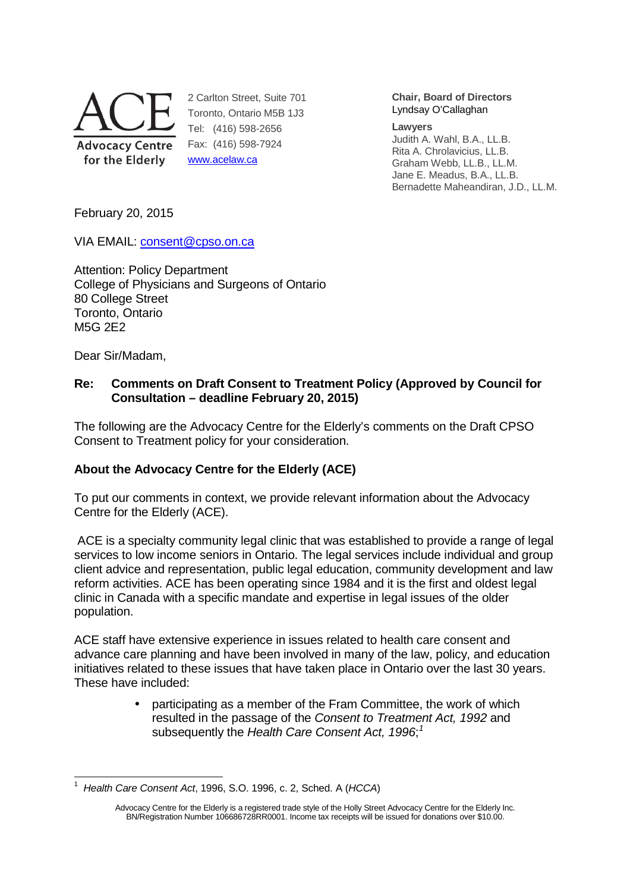ACE
Advocacy Centre for the Elderly

2 Carlton Street, Suite 701
Toronto, Ontario M5B 1J3
Tel: (416) 598-2656
Fax: (416) 598-7924
www.acelaw.ca

**Chair, Board of Directors**
Lyndsay O'Callaghan

**Lawyers**
Judith A. Wahl, B.A., LL.B.
Rita A. Chrolavicius, LL.B.
Graham Webb, LL.B., LL.M.
Jane E. Meadus, B.A., LL.B.
Bernadette Maheandiran, J.D., LL.M.

February 20, 2015

VIA EMAIL: consent@cpso.on.ca

Attention: Policy Department
College of Physicians and Surgeons of Ontario
80 College Street
Toronto, Ontario
M5G 2E2

Dear Sir/Madam,

**Re: Comments on Draft Consent to Treatment Policy (Approved by Council for Consultation – deadline February 20, 2015)**

The following are the Advocacy Centre for the Elderly's comments on the Draft CPSO Consent to Treatment policy for your consideration.

**About the Advocacy Centre for the Elderly (ACE)**

To put our comments in context, we provide relevant information about the Advocacy Centre for the Elderly (ACE).

ACE is a specialty community legal clinic that was established to provide a range of legal services to low income seniors in Ontario. The legal services include individual and group client advice and representation, public legal education, community development and law reform activities. ACE has been operating since 1984 and it is the first and oldest legal clinic in Canada with a specific mandate and expertise in legal issues of the older population.

ACE staff have extensive experience in issues related to health care consent and advance care planning and have been involved in many of the law, policy, and education initiatives related to these issues that have taken place in Ontario over the last 30 years. These have included:

- participating as a member of the Fram Committee, the work of which resulted in the passage of the *Consent to Treatment Act, 1992* and subsequently the *Health Care Consent Act, 1996*;[1]

---

[1] *Health Care Consent Act*, 1996, S.O. 1996, c. 2, Sched. A (*HCCA*)

Advocacy Centre for the Elderly is a registered trade style of the Holly Street Advocacy Centre for the Elderly Inc.
BN/Registration Number 106686728RR0001. Income tax receipts will be issued for donations over $10.00.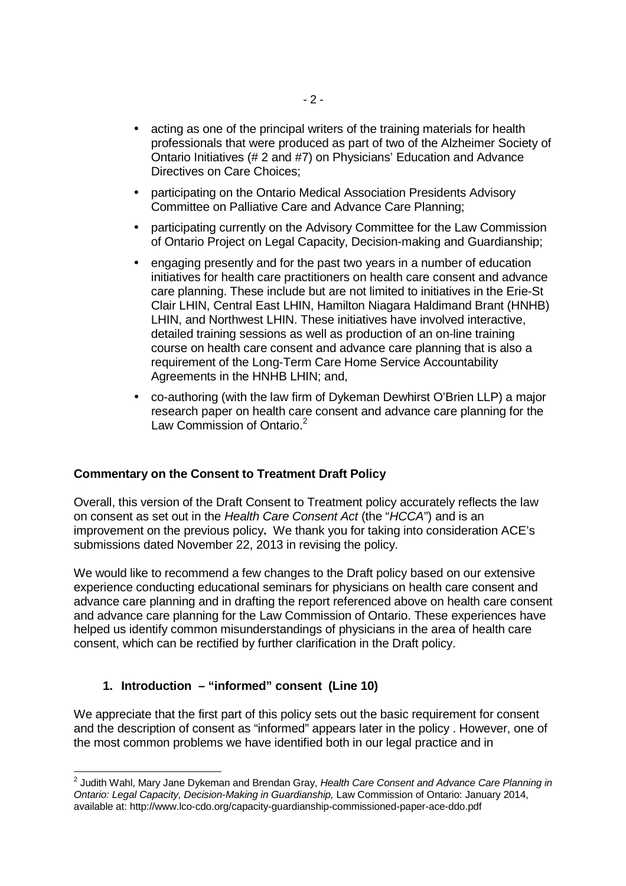- acting as one of the principal writers of the training materials for health professionals that were produced as part of two of the Alzheimer Society of Ontario Initiatives (# 2 and #7) on Physicians' Education and Advance Directives on Care Choices;
- participating on the Ontario Medical Association Presidents Advisory Committee on Palliative Care and Advance Care Planning;
- participating currently on the Advisory Committee for the Law Commission of Ontario Project on Legal Capacity, Decision-making and Guardianship;
- engaging presently and for the past two years in a number of education initiatives for health care practitioners on health care consent and advance care planning. These include but are not limited to initiatives in the Erie-St Clair LHIN, Central East LHIN, Hamilton Niagara Haldimand Brant (HNHB) LHIN, and Northwest LHIN. These initiatives have involved interactive, detailed training sessions as well as production of an on-line training course on health care consent and advance care planning that is also a requirement of the Long-Term Care Home Service Accountability Agreements in the HNHB LHIN; and,
- co-authoring (with the law firm of Dykeman Dewhirst O'Brien LLP) a major research paper on health care consent and advance care planning for the Law Commission of Ontario.[2]

**Commentary on the Consent to Treatment Draft Policy**

Overall, this version of the Draft Consent to Treatment policy accurately reflects the law on consent as set out in the *Health Care Consent Act* (the "*HCCA*") and is an improvement on the previous policy**.** We thank you for taking into consideration ACE's submissions dated November 22, 2013 in revising the policy.

We would like to recommend a few changes to the Draft policy based on our extensive experience conducting educational seminars for physicians on health care consent and advance care planning and in drafting the report referenced above on health care consent and advance care planning for the Law Commission of Ontario. These experiences have helped us identify common misunderstandings of physicians in the area of health care consent, which can be rectified by further clarification in the Draft policy.

**1. Introduction – "informed" consent (Line 10)**

We appreciate that the first part of this policy sets out the basic requirement for consent and the description of consent as "informed" appears later in the policy . However, one of the most common problems we have identified both in our legal practice and in

[2] Judith Wahl, Mary Jane Dykeman and Brendan Gray, *Health Care Consent and Advance Care Planning in Ontario: Legal Capacity, Decision-Making in Guardianship,* Law Commission of Ontario: January 2014, available at: http://www.lco-cdo.org/capacity-guardianship-commissioned-paper-ace-ddo.pdf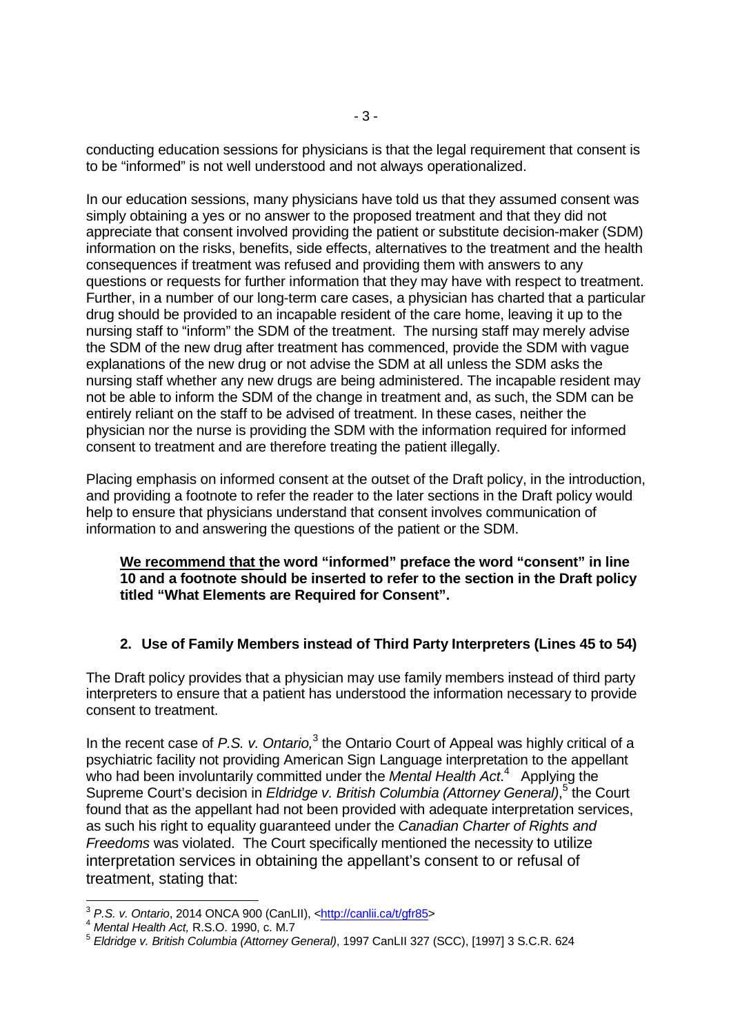conducting education sessions for physicians is that the legal requirement that consent is to be "informed" is not well understood and not always operationalized.

In our education sessions, many physicians have told us that they assumed consent was simply obtaining a yes or no answer to the proposed treatment and that they did not appreciate that consent involved providing the patient or substitute decision-maker (SDM) information on the risks, benefits, side effects, alternatives to the treatment and the health consequences if treatment was refused and providing them with answers to any questions or requests for further information that they may have with respect to treatment. Further, in a number of our long-term care cases, a physician has charted that a particular drug should be provided to an incapable resident of the care home, leaving it up to the nursing staff to "inform" the SDM of the treatment. The nursing staff may merely advise the SDM of the new drug after treatment has commenced, provide the SDM with vague explanations of the new drug or not advise the SDM at all unless the SDM asks the nursing staff whether any new drugs are being administered. The incapable resident may not be able to inform the SDM of the change in treatment and, as such, the SDM can be entirely reliant on the staff to be advised of treatment. In these cases, neither the physician nor the nurse is providing the SDM with the information required for informed consent to treatment and are therefore treating the patient illegally.

Placing emphasis on informed consent at the outset of the Draft policy, in the introduction, and providing a footnote to refer the reader to the later sections in the Draft policy would help to ensure that physicians understand that consent involves communication of information to and answering the questions of the patient or the SDM.

> **<u>We recommend that t</u>he word "informed" preface the word "consent" in line 10 and a footnote should be inserted to refer to the section in the Draft policy titled "What Elements are Required for Consent".**

### 2. Use of Family Members instead of Third Party Interpreters (Lines 45 to 54)

The Draft policy provides that a physician may use family members instead of third party interpreters to ensure that a patient has understood the information necessary to provide consent to treatment.

In the recent case of *P.S. v. Ontario,*[3] the Ontario Court of Appeal was highly critical of a psychiatric facility not providing American Sign Language interpretation to the appellant who had been involuntarily committed under the *Mental Health Act*.[4] Applying the Supreme Court's decision in *Eldridge v. British Columbia (Attorney General)*,[5] the Court found that as the appellant had not been provided with adequate interpretation services, as such his right to equality guaranteed under the *Canadian Charter of Rights and Freedoms* was violated. The Court specifically mentioned the necessity to utilize interpretation services in obtaining the appellant's consent to or refusal of treatment, stating that:

---

[3] *P.S. v. Ontario*, 2014 ONCA 900 (CanLII), <http://canlii.ca/t/gfr85>

[4] *Mental Health Act,* R.S.O. 1990, c. M.7

[5] *Eldridge v. British Columbia (Attorney General)*, 1997 CanLII 327 (SCC), [1997] 3 S.C.R. 624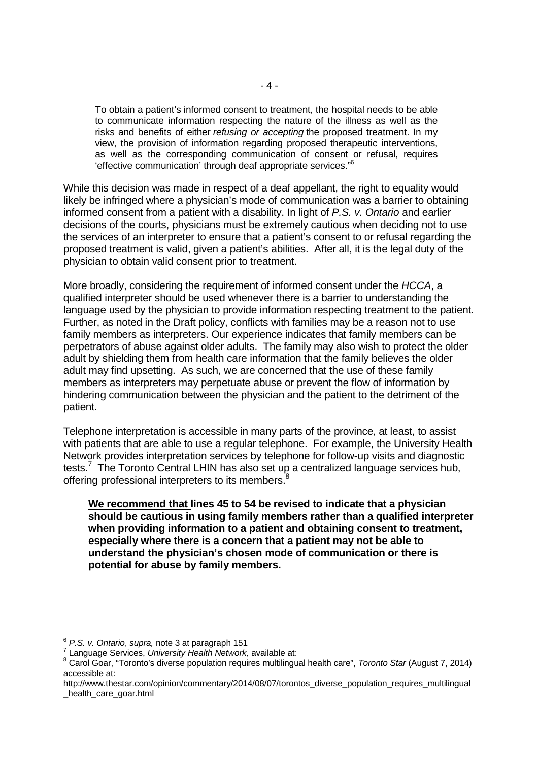> To obtain a patient's informed consent to treatment, the hospital needs to be able to communicate information respecting the nature of the illness as well as the risks and benefits of either *refusing or accepting* the proposed treatment. In my view, the provision of information regarding proposed therapeutic interventions, as well as the corresponding communication of consent or refusal, requires 'effective communication' through deaf appropriate services."[6]

While this decision was made in respect of a deaf appellant, the right to equality would likely be infringed where a physician's mode of communication was a barrier to obtaining informed consent from a patient with a disability. In light of *P.S. v. Ontario* and earlier decisions of the courts, physicians must be extremely cautious when deciding not to use the services of an interpreter to ensure that a patient's consent to or refusal regarding the proposed treatment is valid, given a patient's abilities. After all, it is the legal duty of the physician to obtain valid consent prior to treatment.

More broadly, considering the requirement of informed consent under the *HCCA*, a qualified interpreter should be used whenever there is a barrier to understanding the language used by the physician to provide information respecting treatment to the patient. Further, as noted in the Draft policy, conflicts with families may be a reason not to use family members as interpreters. Our experience indicates that family members can be perpetrators of abuse against older adults. The family may also wish to protect the older adult by shielding them from health care information that the family believes the older adult may find upsetting. As such, we are concerned that the use of these family members as interpreters may perpetuate abuse or prevent the flow of information by hindering communication between the physician and the patient to the detriment of the patient.

Telephone interpretation is accessible in many parts of the province, at least, to assist with patients that are able to use a regular telephone. For example, the University Health Network provides interpretation services by telephone for follow-up visits and diagnostic tests.[7] The Toronto Central LHIN has also set up a centralized language services hub, offering professional interpreters to its members.[8]

> **<u>We recommend that</u> lines 45 to 54 be revised to indicate that a physician should be cautious in using family members rather than a qualified interpreter when providing information to a patient and obtaining consent to treatment, especially where there is a concern that a patient may not be able to understand the physician's chosen mode of communication or there is potential for abuse by family members.**

---

[6] *P.S. v. Ontario*, *supra,* note 3 at paragraph 151

[7] Language Services, *University Health Network,* available at:

[8] Carol Goar, "Toronto's diverse population requires multilingual health care", *Toronto Star* (August 7, 2014) accessible at: http://www.thestar.com/opinion/commentary/2014/08/07/torontos_diverse_population_requires_multilingual_health_care_goar.html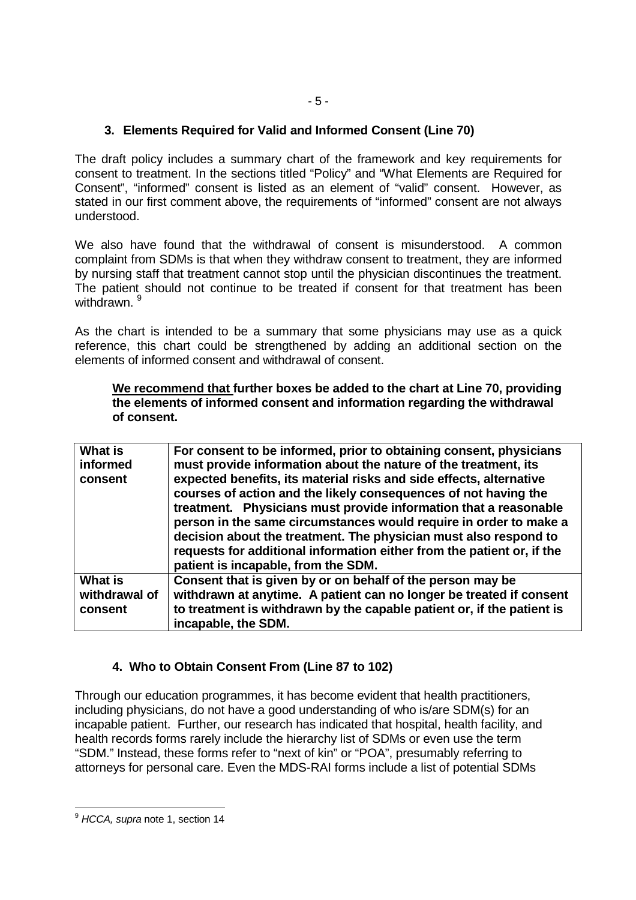### 3. Elements Required for Valid and Informed Consent (Line 70)

The draft policy includes a summary chart of the framework and key requirements for consent to treatment. In the sections titled "Policy" and "What Elements are Required for Consent", "informed" consent is listed as an element of "valid" consent. However, as stated in our first comment above, the requirements of "informed" consent are not always understood.

We also have found that the withdrawal of consent is misunderstood. A common complaint from SDMs is that when they withdraw consent to treatment, they are informed by nursing staff that treatment cannot stop until the physician discontinues the treatment. The patient should not continue to be treated if consent for that treatment has been withdrawn. [9]

As the chart is intended to be a summary that some physicians may use as a quick reference, this chart could be strengthened by adding an additional section on the elements of informed consent and withdrawal of consent.

> **<u>We recommend that</u> further boxes be added to the chart at Line 70, providing the elements of informed consent and information regarding the withdrawal of consent.**

| **What is informed consent** | **For consent to be informed, prior to obtaining consent, physicians must provide information about the nature of the treatment, its expected benefits, its material risks and side effects, alternative courses of action and the likely consequences of not having the treatment. Physicians must provide information that a reasonable person in the same circumstances would require in order to make a decision about the treatment. The physician must also respond to requests for additional information either from the patient or, if the patient is incapable, from the SDM.** |
|---|---|
| **What is withdrawal of consent** | **Consent that is given by or on behalf of the person may be withdrawn at anytime. A patient can no longer be treated if consent to treatment is withdrawn by the capable patient or, if the patient is incapable, the SDM.** |

### 4. Who to Obtain Consent From (Line 87 to 102)

Through our education programmes, it has become evident that health practitioners, including physicians, do not have a good understanding of who is/are SDM(s) for an incapable patient. Further, our research has indicated that hospital, health facility, and health records forms rarely include the hierarchy list of SDMs or even use the term "SDM." Instead, these forms refer to "next of kin" or "POA", presumably referring to attorneys for personal care. Even the MDS-RAI forms include a list of potential SDMs

---

[9] *HCCA, supra* note 1, section 14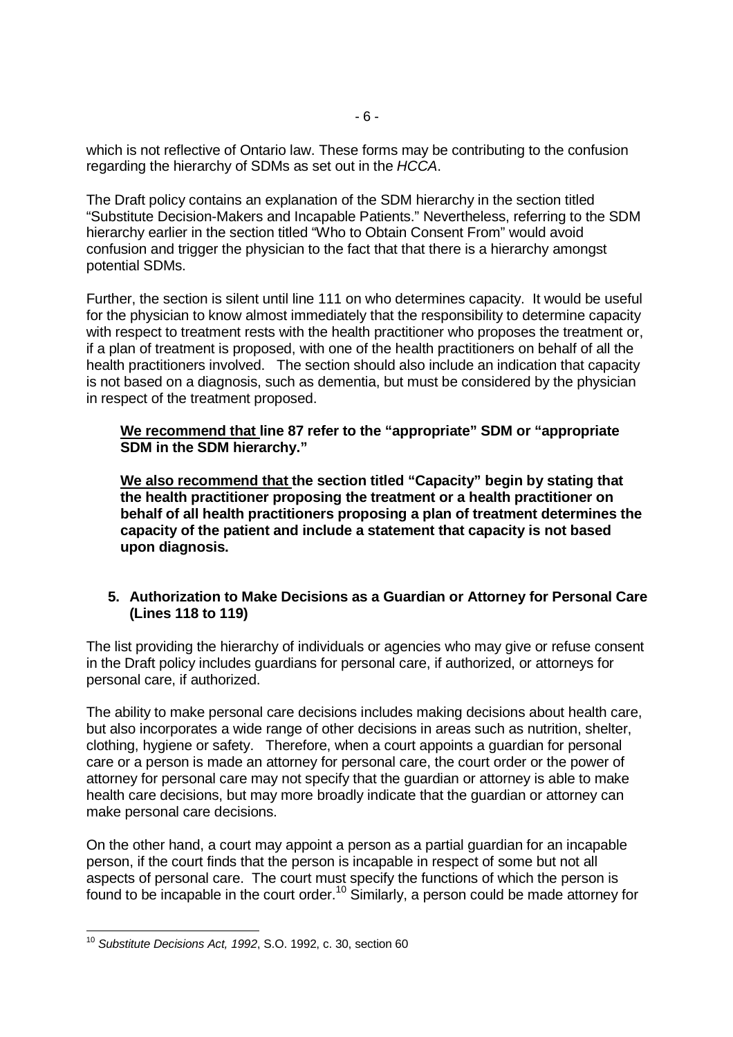which is not reflective of Ontario law. These forms may be contributing to the confusion regarding the hierarchy of SDMs as set out in the *HCCA*.

The Draft policy contains an explanation of the SDM hierarchy in the section titled "Substitute Decision-Makers and Incapable Patients." Nevertheless, referring to the SDM hierarchy earlier in the section titled "Who to Obtain Consent From" would avoid confusion and trigger the physician to the fact that that there is a hierarchy amongst potential SDMs.

Further, the section is silent until line 111 on who determines capacity. It would be useful for the physician to know almost immediately that the responsibility to determine capacity with respect to treatment rests with the health practitioner who proposes the treatment or, if a plan of treatment is proposed, with one of the health practitioners on behalf of all the health practitioners involved. The section should also include an indication that capacity is not based on a diagnosis, such as dementia, but must be considered by the physician in respect of the treatment proposed.

> **<u>We recommend that</u> line 87 refer to the "appropriate" SDM or "appropriate SDM in the SDM hierarchy."**
>
> **<u>We also recommend that</u> the section titled "Capacity" begin by stating that the health practitioner proposing the treatment or a health practitioner on behalf of all health practitioners proposing a plan of treatment determines the capacity of the patient and include a statement that capacity is not based upon diagnosis.**

### 5. Authorization to Make Decisions as a Guardian or Attorney for Personal Care (Lines 118 to 119)

The list providing the hierarchy of individuals or agencies who may give or refuse consent in the Draft policy includes guardians for personal care, if authorized, or attorneys for personal care, if authorized.

The ability to make personal care decisions includes making decisions about health care, but also incorporates a wide range of other decisions in areas such as nutrition, shelter, clothing, hygiene or safety. Therefore, when a court appoints a guardian for personal care or a person is made an attorney for personal care, the court order or the power of attorney for personal care may not specify that the guardian or attorney is able to make health care decisions, but may more broadly indicate that the guardian or attorney can make personal care decisions.

On the other hand, a court may appoint a person as a partial guardian for an incapable person, if the court finds that the person is incapable in respect of some but not all aspects of personal care. The court must specify the functions of which the person is found to be incapable in the court order.[10] Similarly, a person could be made attorney for

---

[10] *Substitute Decisions Act, 1992*, S.O. 1992, c. 30, section 60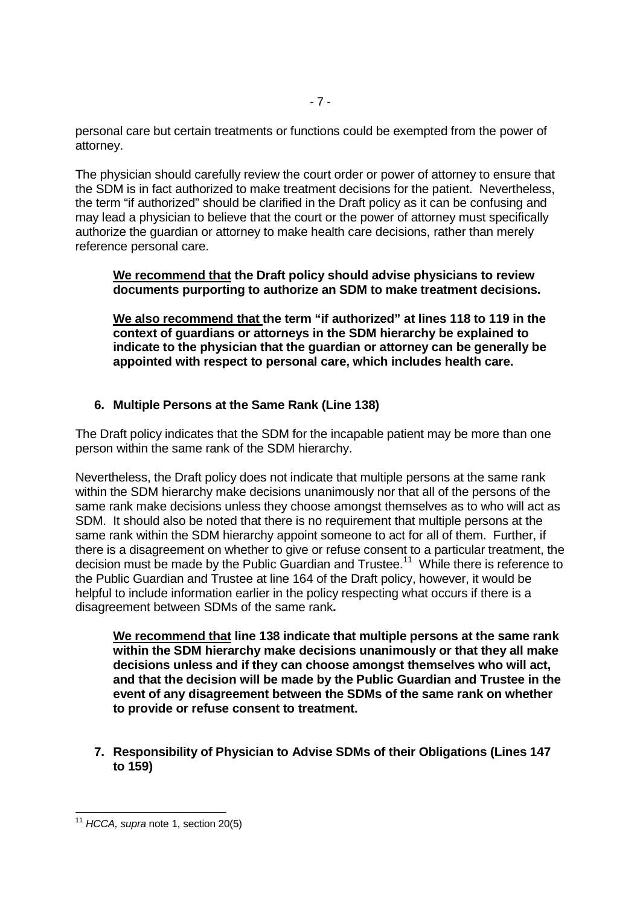personal care but certain treatments or functions could be exempted from the power of attorney.

The physician should carefully review the court order or power of attorney to ensure that the SDM is in fact authorized to make treatment decisions for the patient. Nevertheless, the term "if authorized" should be clarified in the Draft policy as it can be confusing and may lead a physician to believe that the court or the power of attorney must specifically authorize the guardian or attorney to make health care decisions, rather than merely reference personal care.

> **<u>We recommend that</u> the Draft policy should advise physicians to review documents purporting to authorize an SDM to make treatment decisions.**
>
> **<u>We also recommend that</u> the term "if authorized" at lines 118 to 119 in the context of guardians or attorneys in the SDM hierarchy be explained to indicate to the physician that the guardian or attorney can be generally be appointed with respect to personal care, which includes health care.**

### 6. Multiple Persons at the Same Rank (Line 138)

The Draft policy indicates that the SDM for the incapable patient may be more than one person within the same rank of the SDM hierarchy.

Nevertheless, the Draft policy does not indicate that multiple persons at the same rank within the SDM hierarchy make decisions unanimously nor that all of the persons of the same rank make decisions unless they choose amongst themselves as to who will act as SDM. It should also be noted that there is no requirement that multiple persons at the same rank within the SDM hierarchy appoint someone to act for all of them. Further, if there is a disagreement on whether to give or refuse consent to a particular treatment, the decision must be made by the Public Guardian and Trustee.[11] While there is reference to the Public Guardian and Trustee at line 164 of the Draft policy, however, it would be helpful to include information earlier in the policy respecting what occurs if there is a disagreement between SDMs of the same rank**.**

> **<u>We recommend that</u> line 138 indicate that multiple persons at the same rank within the SDM hierarchy make decisions unanimously or that they all make decisions unless and if they can choose amongst themselves who will act, and that the decision will be made by the Public Guardian and Trustee in the event of any disagreement between the SDMs of the same rank on whether to provide or refuse consent to treatment.**

### 7. Responsibility of Physician to Advise SDMs of their Obligations (Lines 147 to 159)

---

[11] *HCCA, supra* note 1, section 20(5)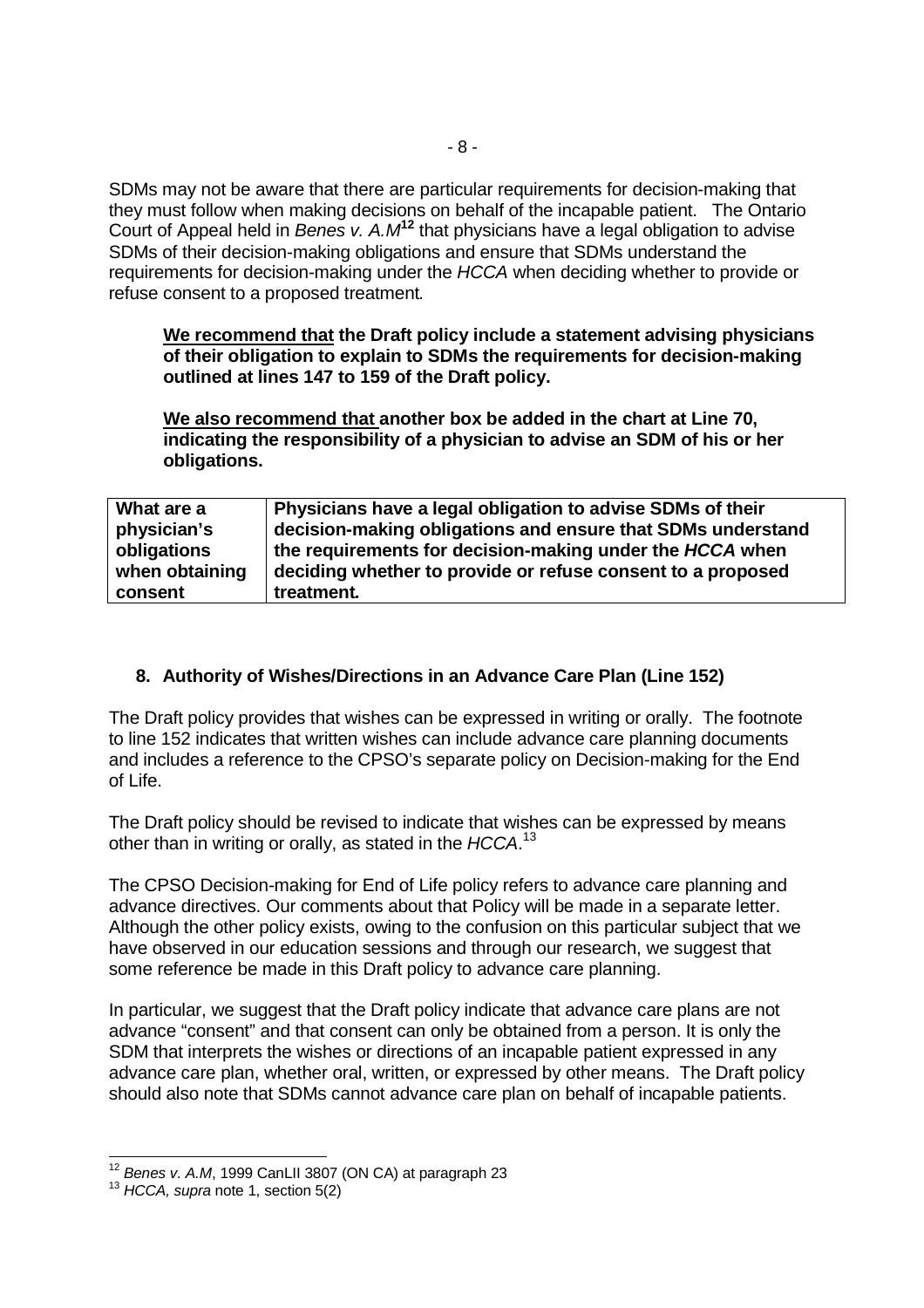SDMs may not be aware that there are particular requirements for decision-making that they must follow when making decisions on behalf of the incapable patient. The Ontario Court of Appeal held in *Benes v. A.M*[12] that physicians have a legal obligation to advise SDMs of their decision-making obligations and ensure that SDMs understand the requirements for decision-making under the *HCCA* when deciding whether to provide or refuse consent to a proposed treatment.

> **<u>We recommend that</u> the Draft policy include a statement advising physicians of their obligation to explain to SDMs the requirements for decision-making outlined at lines 147 to 159 of the Draft policy.**
>
> **<u>We also recommend that</u> another box be added in the chart at Line 70, indicating the responsibility of a physician to advise an SDM of his or her obligations.**

| **What are a physician's obligations when obtaining consent** | **Physicians have a legal obligation to advise SDMs of their decision-making obligations and ensure that SDMs understand the requirements for decision-making under the *HCCA* when deciding whether to provide or refuse consent to a proposed treatment.** |
|---|---|

## 8. Authority of Wishes/Directions in an Advance Care Plan (Line 152)

The Draft policy provides that wishes can be expressed in writing or orally. The footnote to line 152 indicates that written wishes can include advance care planning documents and includes a reference to the CPSO's separate policy on Decision-making for the End of Life.

The Draft policy should be revised to indicate that wishes can be expressed by means other than in writing or orally, as stated in the *HCCA*.[13]

The CPSO Decision-making for End of Life policy refers to advance care planning and advance directives. Our comments about that Policy will be made in a separate letter. Although the other policy exists, owing to the confusion on this particular subject that we have observed in our education sessions and through our research, we suggest that some reference be made in this Draft policy to advance care planning.

In particular, we suggest that the Draft policy indicate that advance care plans are not advance "consent" and that consent can only be obtained from a person. It is only the SDM that interprets the wishes or directions of an incapable patient expressed in any advance care plan, whether oral, written, or expressed by other means. The Draft policy should also note that SDMs cannot advance care plan on behalf of incapable patients.

---

[12] *Benes v. A.M*, 1999 CanLII 3807 (ON CA) at paragraph 23

[13] *HCCA, supra* note 1, section 5(2)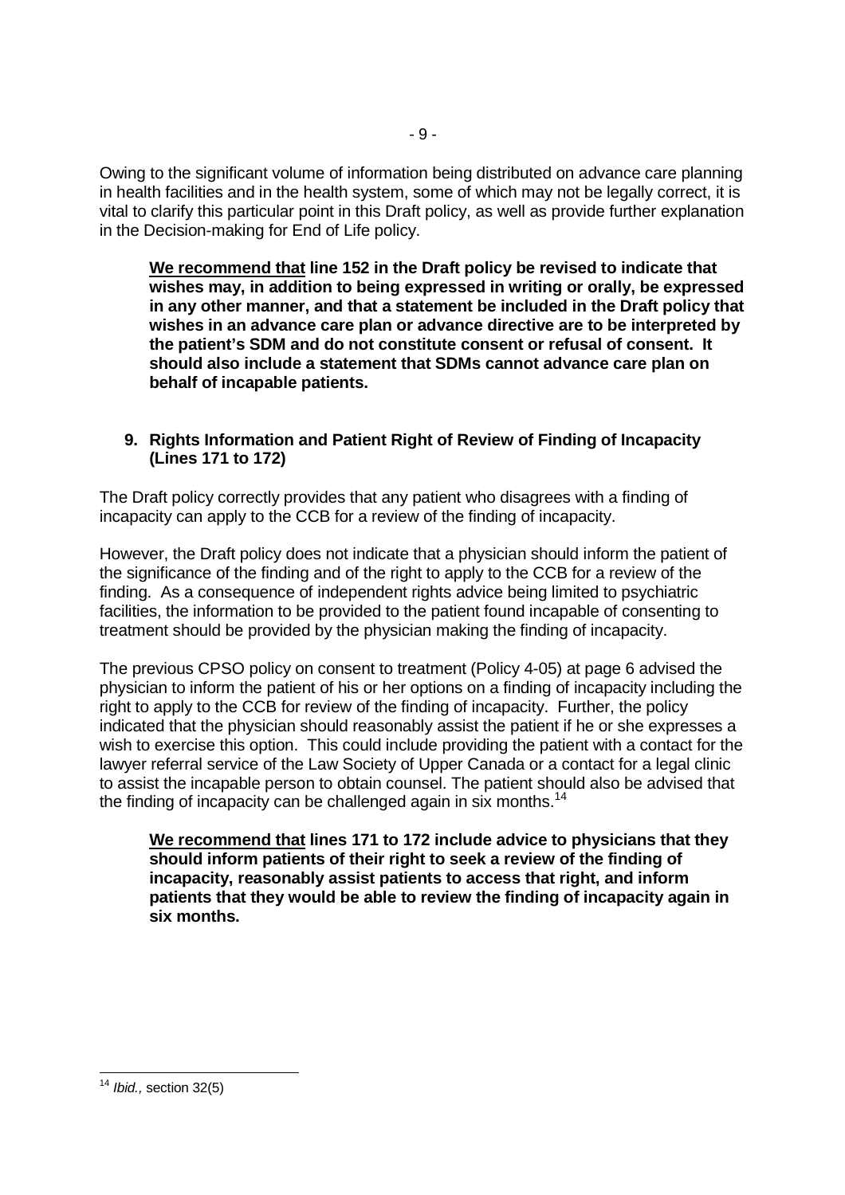Owing to the significant volume of information being distributed on advance care planning in health facilities and in the health system, some of which may not be legally correct, it is vital to clarify this particular point in this Draft policy, as well as provide further explanation in the Decision-making for End of Life policy.

> **<u>We recommend that</u> line 152 in the Draft policy be revised to indicate that wishes may, in addition to being expressed in writing or orally, be expressed in any other manner, and that a statement be included in the Draft policy that wishes in an advance care plan or advance directive are to be interpreted by the patient's SDM and do not constitute consent or refusal of consent. It should also include a statement that SDMs cannot advance care plan on behalf of incapable patients.**

### 9. Rights Information and Patient Right of Review of Finding of Incapacity (Lines 171 to 172)

The Draft policy correctly provides that any patient who disagrees with a finding of incapacity can apply to the CCB for a review of the finding of incapacity.

However, the Draft policy does not indicate that a physician should inform the patient of the significance of the finding and of the right to apply to the CCB for a review of the finding. As a consequence of independent rights advice being limited to psychiatric facilities, the information to be provided to the patient found incapable of consenting to treatment should be provided by the physician making the finding of incapacity.

The previous CPSO policy on consent to treatment (Policy 4-05) at page 6 advised the physician to inform the patient of his or her options on a finding of incapacity including the right to apply to the CCB for review of the finding of incapacity. Further, the policy indicated that the physician should reasonably assist the patient if he or she expresses a wish to exercise this option. This could include providing the patient with a contact for the lawyer referral service of the Law Society of Upper Canada or a contact for a legal clinic to assist the incapable person to obtain counsel. The patient should also be advised that the finding of incapacity can be challenged again in six months.[14]

> **<u>We recommend that</u> lines 171 to 172 include advice to physicians that they should inform patients of their right to seek a review of the finding of incapacity, reasonably assist patients to access that right, and inform patients that they would be able to review the finding of incapacity again in six months.**

---

[14] *Ibid.,* section 32(5)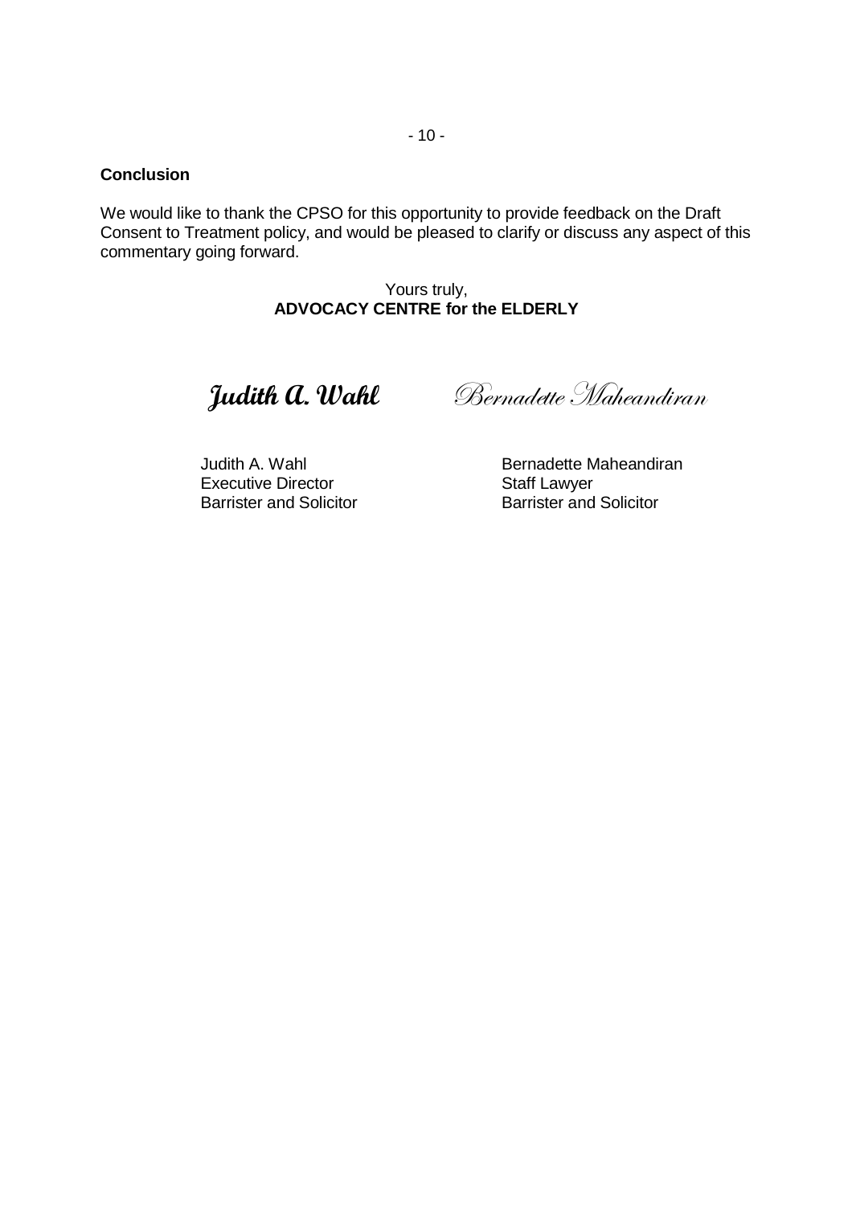**Conclusion**

We would like to thank the CPSO for this opportunity to provide feedback on the Draft Consent to Treatment policy, and would be pleased to clarify or discuss any aspect of this commentary going forward.

Yours truly,
**ADVOCACY CENTRE for the ELDERLY**

Judith A. Wahl

Bernadette Maheandiran

Judith A. Wahl
Executive Director
Barrister and Solicitor

Bernadette Maheandiran
Staff Lawyer
Barrister and Solicitor